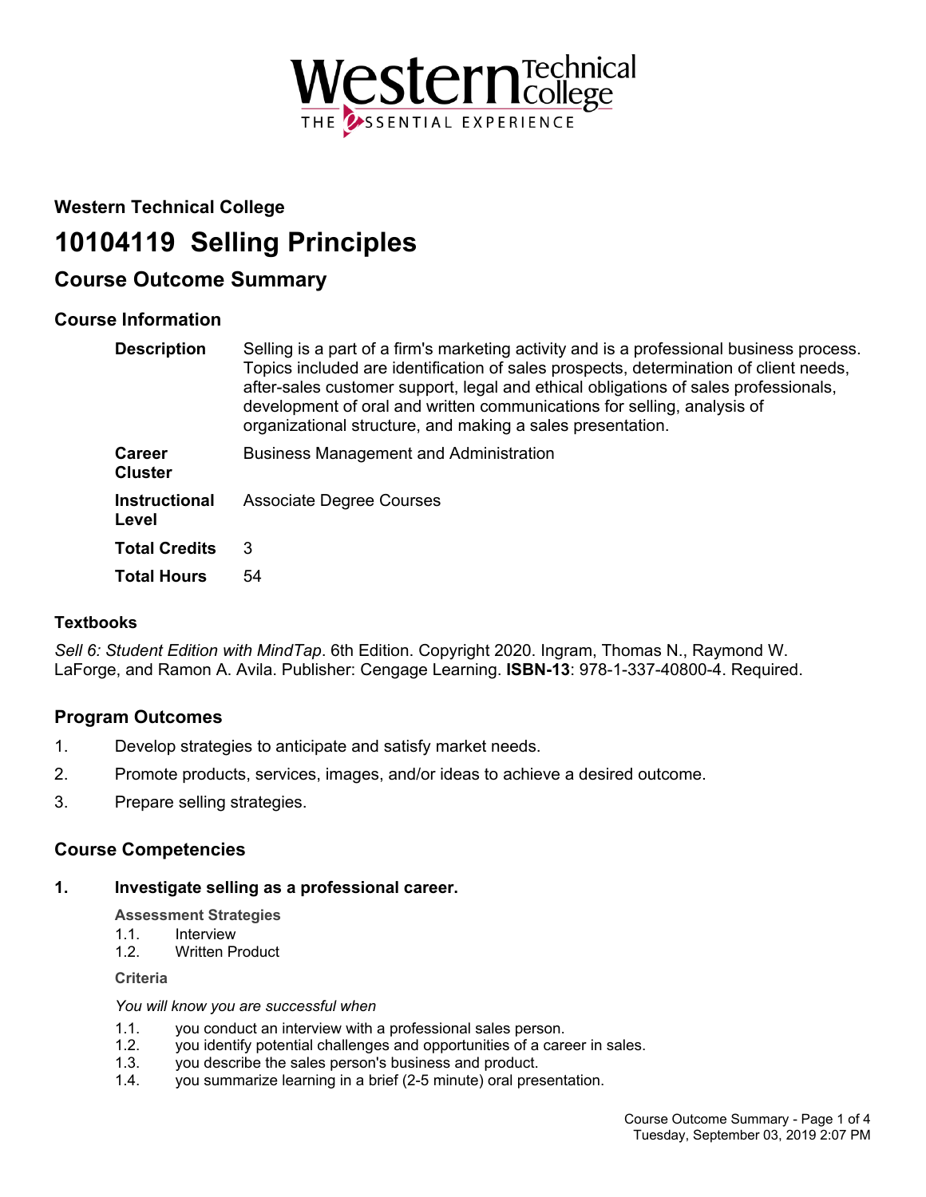## Western Technical College

# 10104119 Selling Principles

## Course Outcome Summary

### Course Information

| | |
|---|---|
| **Description** | Selling is a part of a firm's marketing activity and is a professional business process. Topics included are identification of sales prospects, determination of client needs, after-sales customer support, legal and ethical obligations of sales professionals, development of oral and written communications for selling, analysis of organizational structure, and making a sales presentation. |
| **Career Cluster** | Business Management and Administration |
| **Instructional Level** | Associate Degree Courses |
| **Total Credits** | 3 |
| **Total Hours** | 54 |

### Textbooks

*Sell 6: Student Edition with MindTap*. 6th Edition. Copyright 2020. Ingram, Thomas N., Raymond W. LaForge, and Ramon A. Avila. Publisher: Cengage Learning. **ISBN-13**: 978-1-337-40800-4. Required.

### Program Outcomes

1. Develop strategies to anticipate and satisfy market needs.
2. Promote products, services, images, and/or ideas to achieve a desired outcome.
3. Prepare selling strategies.

### Course Competencies

**1. Investigate selling as a professional career.**

**Assessment Strategies**

1.1. Interview
1.2. Written Product

**Criteria**

*You will know you are successful when*

1.1. you conduct an interview with a professional sales person.
1.2. you identify potential challenges and opportunities of a career in sales.
1.3. you describe the sales person's business and product.
1.4. you summarize learning in a brief (2-5 minute) oral presentation.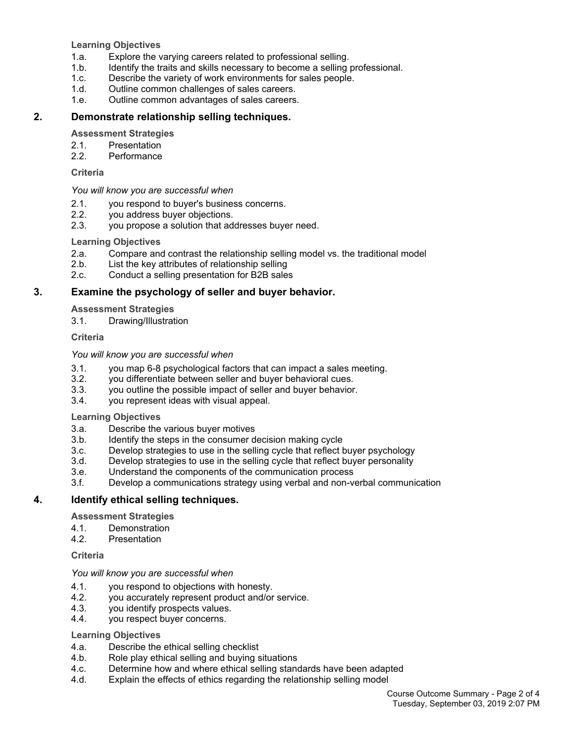**Learning Objectives**

1.a. Explore the varying careers related to professional selling.
1.b. Identify the traits and skills necessary to become a selling professional.
1.c. Describe the variety of work environments for sales people.
1.d. Outline common challenges of sales careers.
1.e. Outline common advantages of sales careers.

## 2. Demonstrate relationship selling techniques.

**Assessment Strategies**

2.1. Presentation
2.2. Performance

**Criteria**

*You will know you are successful when*

2.1. you respond to buyer's business concerns.
2.2. you address buyer objections.
2.3. you propose a solution that addresses buyer need.

**Learning Objectives**

2.a. Compare and contrast the relationship selling model vs. the traditional model
2.b. List the key attributes of relationship selling
2.c. Conduct a selling presentation for B2B sales

## 3. Examine the psychology of seller and buyer behavior.

**Assessment Strategies**

3.1. Drawing/Illustration

**Criteria**

*You will know you are successful when*

3.1. you map 6-8 psychological factors that can impact a sales meeting.
3.2. you differentiate between seller and buyer behavioral cues.
3.3. you outline the possible impact of seller and buyer behavior.
3.4. you represent ideas with visual appeal.

**Learning Objectives**

3.a. Describe the various buyer motives
3.b. Identify the steps in the consumer decision making cycle
3.c. Develop strategies to use in the selling cycle that reflect buyer psychology
3.d. Develop strategies to use in the selling cycle that reflect buyer personality
3.e. Understand the components of the communication process
3.f. Develop a communications strategy using verbal and non-verbal communication

## 4. Identify ethical selling techniques.

**Assessment Strategies**

4.1. Demonstration
4.2. Presentation

**Criteria**

*You will know you are successful when*

4.1. you respond to objections with honesty.
4.2. you accurately represent product and/or service.
4.3. you identify prospects values.
4.4. you respect buyer concerns.

**Learning Objectives**

4.a. Describe the ethical selling checklist
4.b. Role play ethical selling and buying situations
4.c. Determine how and where ethical selling standards have been adapted
4.d. Explain the effects of ethics regarding the relationship selling model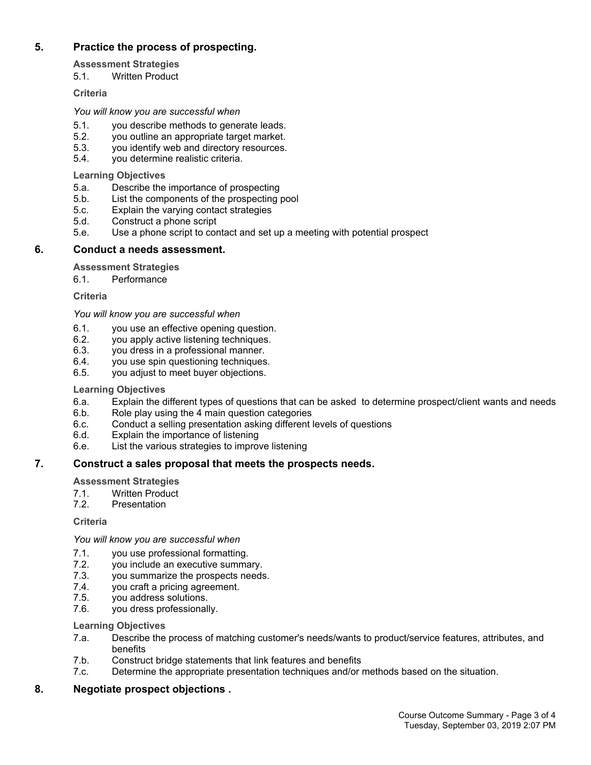## 5. Practice the process of prospecting.

**Assessment Strategies**

5.1. Written Product

**Criteria**

*You will know you are successful when*

5.1. you describe methods to generate leads.
5.2. you outline an appropriate target market.
5.3. you identify web and directory resources.
5.4. you determine realistic criteria.

**Learning Objectives**

5.a. Describe the importance of prospecting
5.b. List the components of the prospecting pool
5.c. Explain the varying contact strategies
5.d. Construct a phone script
5.e. Use a phone script to contact and set up a meeting with potential prospect

## 6. Conduct a needs assessment.

**Assessment Strategies**

6.1. Performance

**Criteria**

*You will know you are successful when*

6.1. you use an effective opening question.
6.2. you apply active listening techniques.
6.3. you dress in a professional manner.
6.4. you use spin questioning techniques.
6.5. you adjust to meet buyer objections.

**Learning Objectives**

6.a. Explain the different types of questions that can be asked to determine prospect/client wants and needs
6.b. Role play using the 4 main question categories
6.c. Conduct a selling presentation asking different levels of questions
6.d. Explain the importance of listening
6.e. List the various strategies to improve listening

## 7. Construct a sales proposal that meets the prospects needs.

**Assessment Strategies**

7.1. Written Product
7.2. Presentation

**Criteria**

*You will know you are successful when*

7.1. you use professional formatting.
7.2. you include an executive summary.
7.3. you summarize the prospects needs.
7.4. you craft a pricing agreement.
7.5. you address solutions.
7.6. you dress professionally.

**Learning Objectives**

7.a. Describe the process of matching customer's needs/wants to product/service features, attributes, and benefits
7.b. Construct bridge statements that link features and benefits
7.c. Determine the appropriate presentation techniques and/or methods based on the situation.

## 8. Negotiate prospect objections .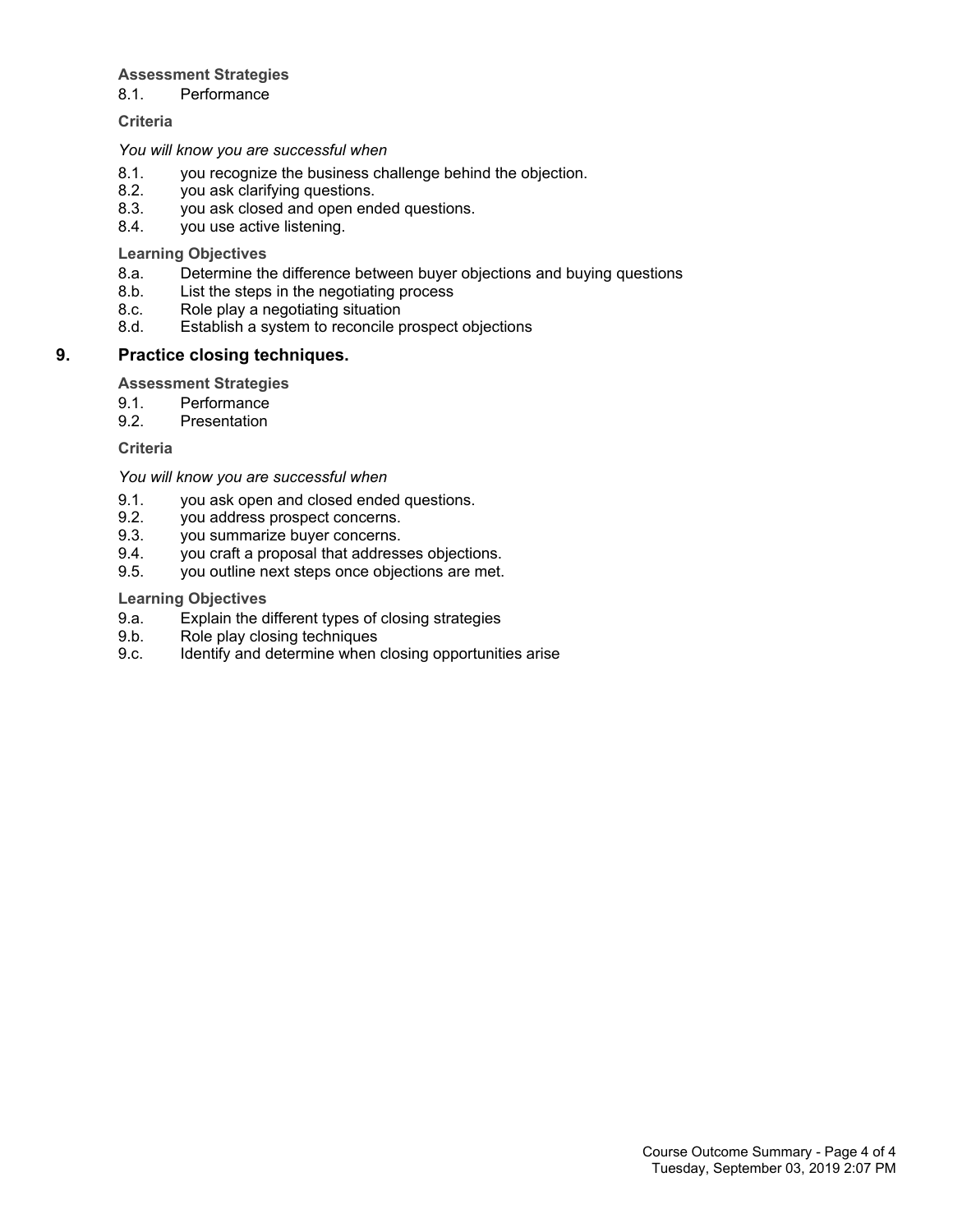**Assessment Strategies**

8.1. Performance

**Criteria**

*You will know you are successful when*

8.1. you recognize the business challenge behind the objection.
8.2. you ask clarifying questions.
8.3. you ask closed and open ended questions.
8.4. you use active listening.

**Learning Objectives**

8.a. Determine the difference between buyer objections and buying questions
8.b. List the steps in the negotiating process
8.c. Role play a negotiating situation
8.d. Establish a system to reconcile prospect objections

## 9. Practice closing techniques.

**Assessment Strategies**

9.1. Performance
9.2. Presentation

**Criteria**

*You will know you are successful when*

9.1. you ask open and closed ended questions.
9.2. you address prospect concerns.
9.3. you summarize buyer concerns.
9.4. you craft a proposal that addresses objections.
9.5. you outline next steps once objections are met.

**Learning Objectives**

9.a. Explain the different types of closing strategies
9.b. Role play closing techniques
9.c. Identify and determine when closing opportunities arise